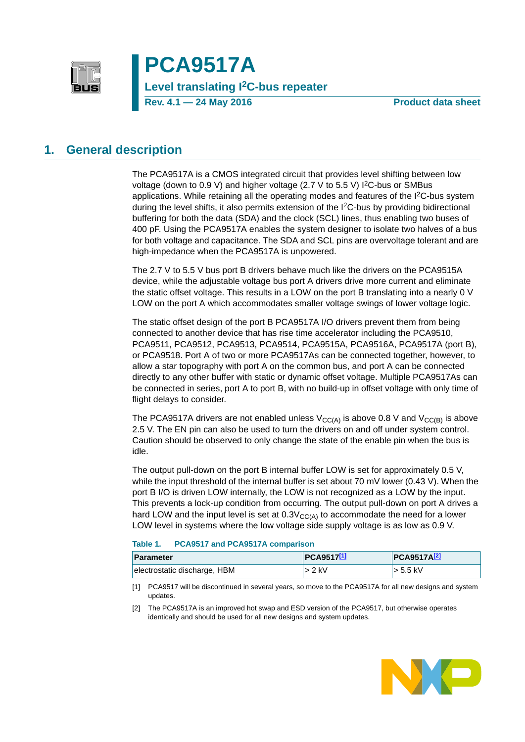# PCA9517A

## Level translating I²C-bus repeater

**Rev. 4.1 — 24 May 2016** **Product data sheet**

## 1. General description

The PCA9517A is a CMOS integrated circuit that provides level shifting between low voltage (down to 0.9 V) and higher voltage (2.7 V to 5.5 V) I²C-bus or SMBus applications. While retaining all the operating modes and features of the I²C-bus system during the level shifts, it also permits extension of the I²C-bus by providing bidirectional buffering for both the data (SDA) and the clock (SCL) lines, thus enabling two buses of 400 pF. Using the PCA9517A enables the system designer to isolate two halves of a bus for both voltage and capacitance. The SDA and SCL pins are overvoltage tolerant and are high-impedance when the PCA9517A is unpowered.

The 2.7 V to 5.5 V bus port B drivers behave much like the drivers on the PCA9515A device, while the adjustable voltage bus port A drivers drive more current and eliminate the static offset voltage. This results in a LOW on the port B translating into a nearly 0 V LOW on the port A which accommodates smaller voltage swings of lower voltage logic.

The static offset design of the port B PCA9517A I/O drivers prevent them from being connected to another device that has rise time accelerator including the PCA9510, PCA9511, PCA9512, PCA9513, PCA9514, PCA9515A, PCA9516A, PCA9517A (port B), or PCA9518. Port A of two or more PCA9517As can be connected together, however, to allow a star topography with port A on the common bus, and port A can be connected directly to any other buffer with static or dynamic offset voltage. Multiple PCA9517As can be connected in series, port A to port B, with no build-up in offset voltage with only time of flight delays to consider.

The PCA9517A drivers are not enabled unless $V_{CC(A)}$ is above 0.8 V and $V_{CC(B)}$ is above 2.5 V. The EN pin can also be used to turn the drivers on and off under system control. Caution should be observed to only change the state of the enable pin when the bus is idle.

The output pull-down on the port B internal buffer LOW is set for approximately 0.5 V, while the input threshold of the internal buffer is set about 70 mV lower (0.43 V). When the port B I/O is driven LOW internally, the LOW is not recognized as a LOW by the input. This prevents a lock-up condition from occurring. The output pull-down on port A drives a hard LOW and the input level is set at $0.3V_{CC(A)}$ to accommodate the need for a lower LOW level in systems where the low voltage side supply voltage is as low as 0.9 V.

**Table 1. PCA9517 and PCA9517A comparison**

| Parameter | PCA9517[1] | PCA9517A[2] |
|---|---|---|
| electrostatic discharge, HBM | > 2 kV | > 5.5 kV |

[1] PCA9517 will be discontinued in several years, so move to the PCA9517A for all new designs and system updates.

[2] The PCA9517A is an improved hot swap and ESD version of the PCA9517, but otherwise operates identically and should be used for all new designs and system updates.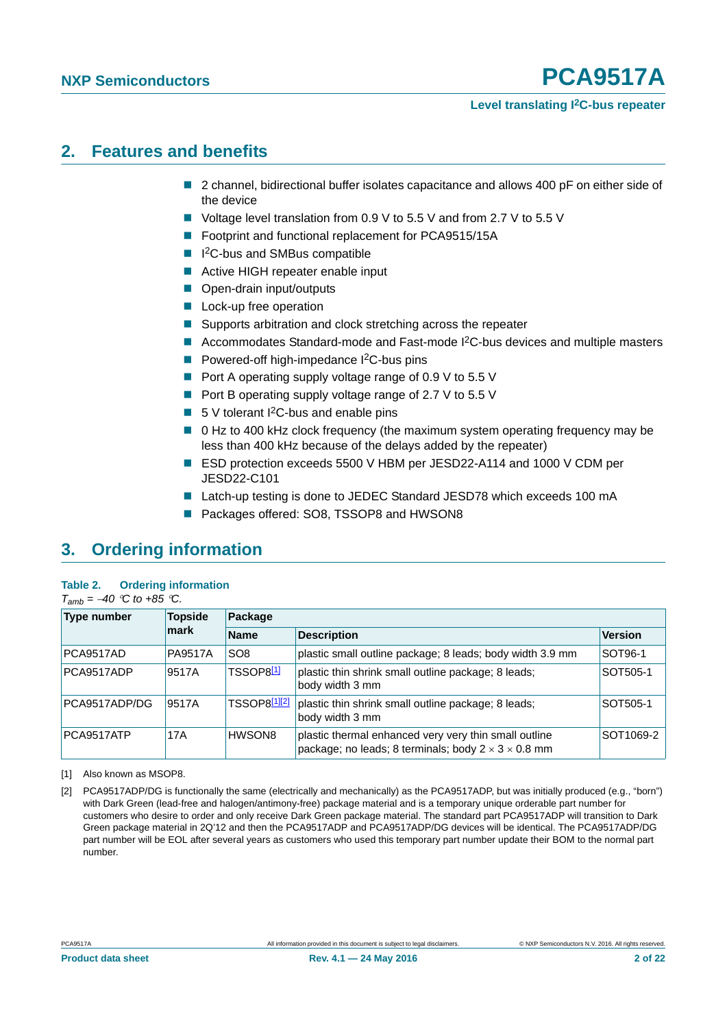## 2. Features and benefits

- 2 channel, bidirectional buffer isolates capacitance and allows 400 pF on either side of the device
- Voltage level translation from 0.9 V to 5.5 V and from 2.7 V to 5.5 V
- Footprint and functional replacement for PCA9515/15A
- $I^2C$-bus and SMBus compatible
- Active HIGH repeater enable input
- Open-drain input/outputs
- Lock-up free operation
- Supports arbitration and clock stretching across the repeater
- Accommodates Standard-mode and Fast-mode $I^2C$-bus devices and multiple masters
- Powered-off high-impedance $I^2C$-bus pins
- Port A operating supply voltage range of 0.9 V to 5.5 V
- Port B operating supply voltage range of 2.7 V to 5.5 V
- 5 V tolerant $I^2C$-bus and enable pins
- 0 Hz to 400 kHz clock frequency (the maximum system operating frequency may be less than 400 kHz because of the delays added by the repeater)
- ESD protection exceeds 5500 V HBM per JESD22-A114 and 1000 V CDM per JESD22-C101
- Latch-up testing is done to JEDEC Standard JESD78 which exceeds 100 mA
- Packages offered: SO8, TSSOP8 and HWSON8

## 3. Ordering information

**Table 2. Ordering information**

$T_{amb}$ = −40 °C to +85 °C.

| Type number | Topside mark | Package | | |
|---|---|---|---|---|
| | | Name | Description | Version |
| PCA9517AD | PA9517A | SO8 | plastic small outline package; 8 leads; body width 3.9 mm | SOT96-1 |
| PCA9517ADP | 9517A | TSSOP8[1] | plastic thin shrink small outline package; 8 leads; body width 3 mm | SOT505-1 |
| PCA9517ADP/DG | 9517A | TSSOP8[1][2] | plastic thin shrink small outline package; 8 leads; body width 3 mm | SOT505-1 |
| PCA9517ATP | 17A | HWSON8 | plastic thermal enhanced very very thin small outline package; no leads; 8 terminals; body 2 × 3 × 0.8 mm | SOT1069-2 |

[1] Also known as MSOP8.

[2] PCA9517ADP/DG is functionally the same (electrically and mechanically) as the PCA9517ADP, but was initially produced (e.g., "born") with Dark Green (lead-free and halogen/antimony-free) package material and is a temporary unique orderable part number for customers who desire to order and only receive Dark Green package material. The standard part PCA9517ADP will transition to Dark Green package material in 2Q'12 and then the PCA9517ADP and PCA9517ADP/DG devices will be identical. The PCA9517ADP/DG part number will be EOL after several years as customers who used this temporary part number update their BOM to the normal part number.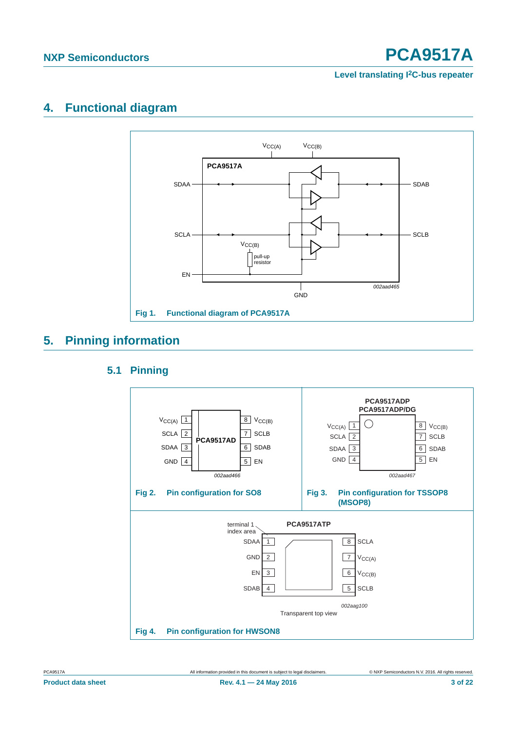## 4. Functional diagram

Fig 1. Functional diagram of PCA9517A

## 5. Pinning information

### 5.1 Pinning

Fig 2. Pin configuration for SO8

Fig 3. Pin configuration for TSSOP8 (MSOP8)

Fig 4. Pin configuration for HWSON8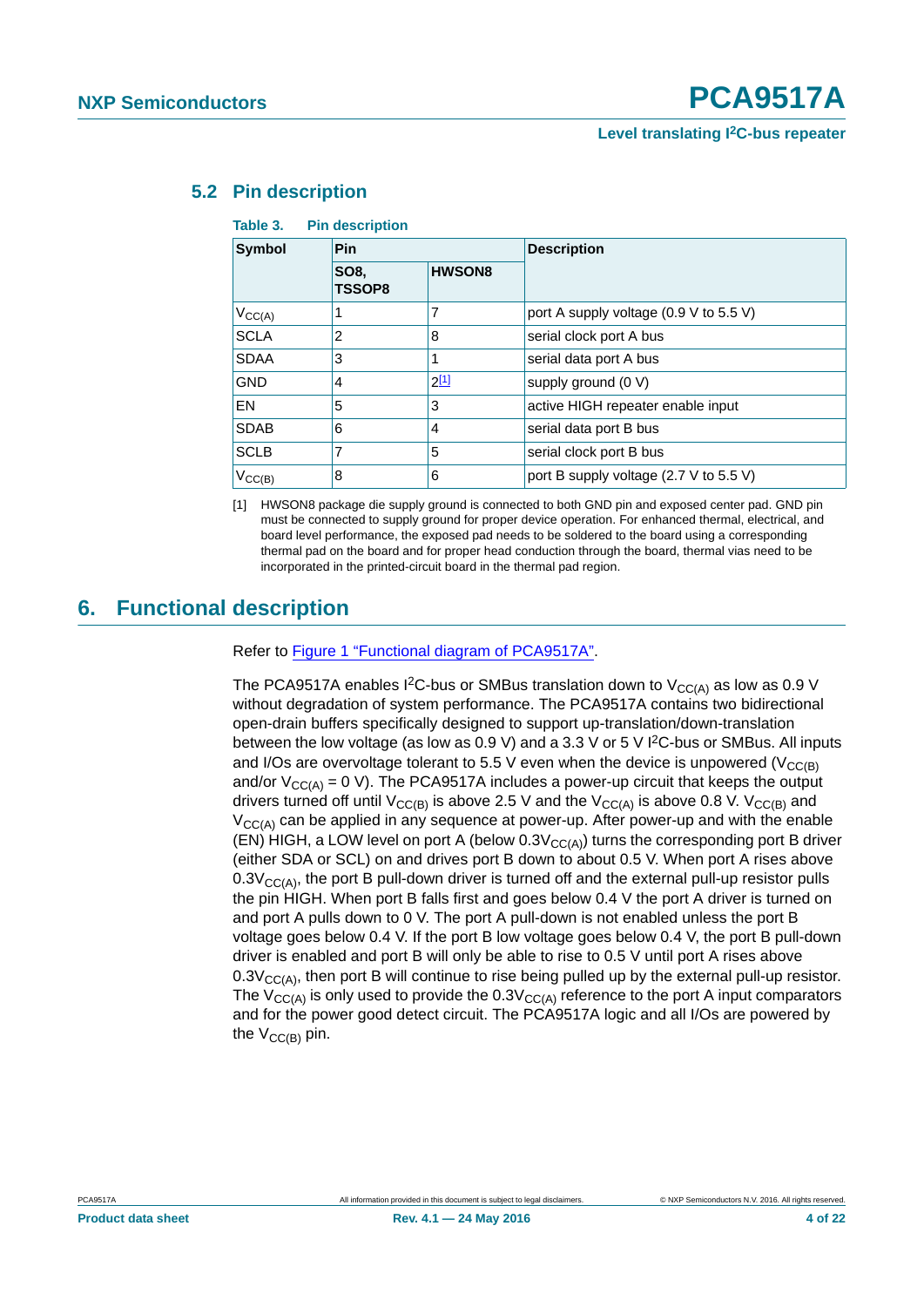### 5.2 Pin description

**Table 3. Pin description**

| Symbol | Pin | | Description |
|---|---|---|---|
| | SO8, TSSOP8 | HWSON8 | |
| $V_{CC(A)}$ | 1 | 7 | port A supply voltage (0.9 V to 5.5 V) |
| SCLA | 2 | 8 | serial clock port A bus |
| SDAA | 3 | 1 | serial data port A bus |
| GND | 4 | 2[1] | supply ground (0 V) |
| EN | 5 | 3 | active HIGH repeater enable input |
| SDAB | 6 | 4 | serial data port B bus |
| SCLB | 7 | 5 | serial clock port B bus |
| $V_{CC(B)}$ | 8 | 6 | port B supply voltage (2.7 V to 5.5 V) |

[1] HWSON8 package die supply ground is connected to both GND pin and exposed center pad. GND pin must be connected to supply ground for proper device operation. For enhanced thermal, electrical, and board level performance, the exposed pad needs to be soldered to the board using a corresponding thermal pad on the board and for proper head conduction through the board, thermal vias need to be incorporated in the printed-circuit board in the thermal pad region.

## 6. Functional description

Refer to Figure 1 "Functional diagram of PCA9517A".

The PCA9517A enables I²C-bus or SMBus translation down to $V_{CC(A)}$ as low as 0.9 V without degradation of system performance. The PCA9517A contains two bidirectional open-drain buffers specifically designed to support up-translation/down-translation between the low voltage (as low as 0.9 V) and a 3.3 V or 5 V I²C-bus or SMBus. All inputs and I/Os are overvoltage tolerant to 5.5 V even when the device is unpowered ($V_{CC(B)}$ and/or $V_{CC(A)}$ = 0 V). The PCA9517A includes a power-up circuit that keeps the output drivers turned off until $V_{CC(B)}$ is above 2.5 V and the $V_{CC(A)}$ is above 0.8 V. $V_{CC(B)}$ and $V_{CC(A)}$ can be applied in any sequence at power-up. After power-up and with the enable (EN) HIGH, a LOW level on port A (below $0.3V_{CC(A)}$) turns the corresponding port B driver (either SDA or SCL) on and drives port B down to about 0.5 V. When port A rises above $0.3V_{CC(A)}$, the port B pull-down driver is turned off and the external pull-up resistor pulls the pin HIGH. When port B falls first and goes below 0.4 V the port A driver is turned on and port A pulls down to 0 V. The port A pull-down is not enabled unless the port B voltage goes below 0.4 V. If the port B low voltage goes below 0.4 V, the port B pull-down driver is enabled and port B will only be able to rise to 0.5 V until port A rises above $0.3V_{CC(A)}$, then port B will continue to rise being pulled up by the external pull-up resistor. The $V_{CC(A)}$ is only used to provide the $0.3V_{CC(A)}$ reference to the port A input comparators and for the power good detect circuit. The PCA9517A logic and all I/Os are powered by the $V_{CC(B)}$ pin.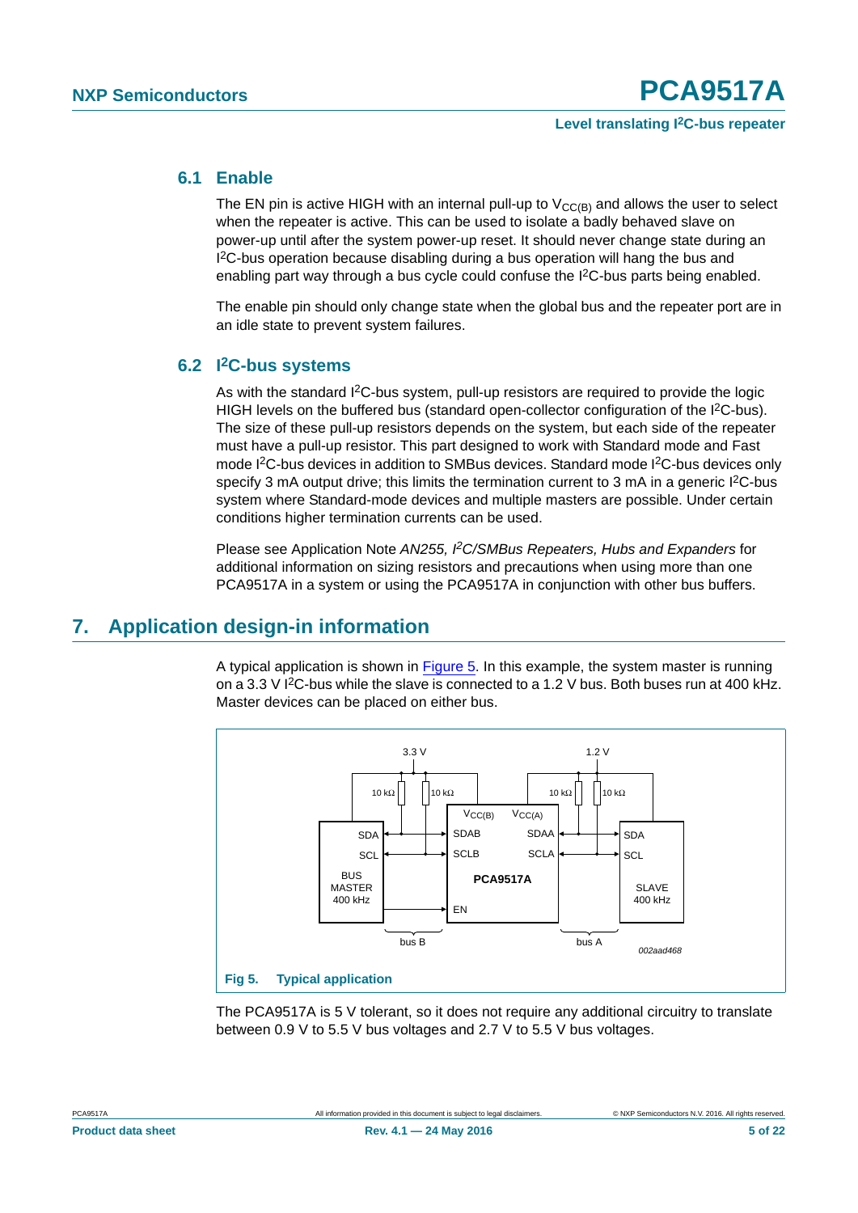### 6.1 Enable

The EN pin is active HIGH with an internal pull-up to $V_{CC(B)}$ and allows the user to select when the repeater is active. This can be used to isolate a badly behaved slave on power-up until after the system power-up reset. It should never change state during an I²C-bus operation because disabling during a bus operation will hang the bus and enabling part way through a bus cycle could confuse the I²C-bus parts being enabled.

The enable pin should only change state when the global bus and the repeater port are in an idle state to prevent system failures.

### 6.2 I²C-bus systems

As with the standard I²C-bus system, pull-up resistors are required to provide the logic HIGH levels on the buffered bus (standard open-collector configuration of the I²C-bus). The size of these pull-up resistors depends on the system, but each side of the repeater must have a pull-up resistor. This part designed to work with Standard mode and Fast mode I²C-bus devices in addition to SMBus devices. Standard mode I²C-bus devices only specify 3 mA output drive; this limits the termination current to 3 mA in a generic I²C-bus system where Standard-mode devices and multiple masters are possible. Under certain conditions higher termination currents can be used.

Please see Application Note *AN255, I²C/SMBus Repeaters, Hubs and Expanders* for additional information on sizing resistors and precautions when using more than one PCA9517A in a system or using the PCA9517A in conjunction with other bus buffers.

## 7. Application design-in information

A typical application is shown in Figure 5. In this example, the system master is running on a 3.3 V I²C-bus while the slave is connected to a 1.2 V bus. Both buses run at 400 kHz. Master devices can be placed on either bus.

**Fig 5. Typical application**

The PCA9517A is 5 V tolerant, so it does not require any additional circuitry to translate between 0.9 V to 5.5 V bus voltages and 2.7 V to 5.5 V bus voltages.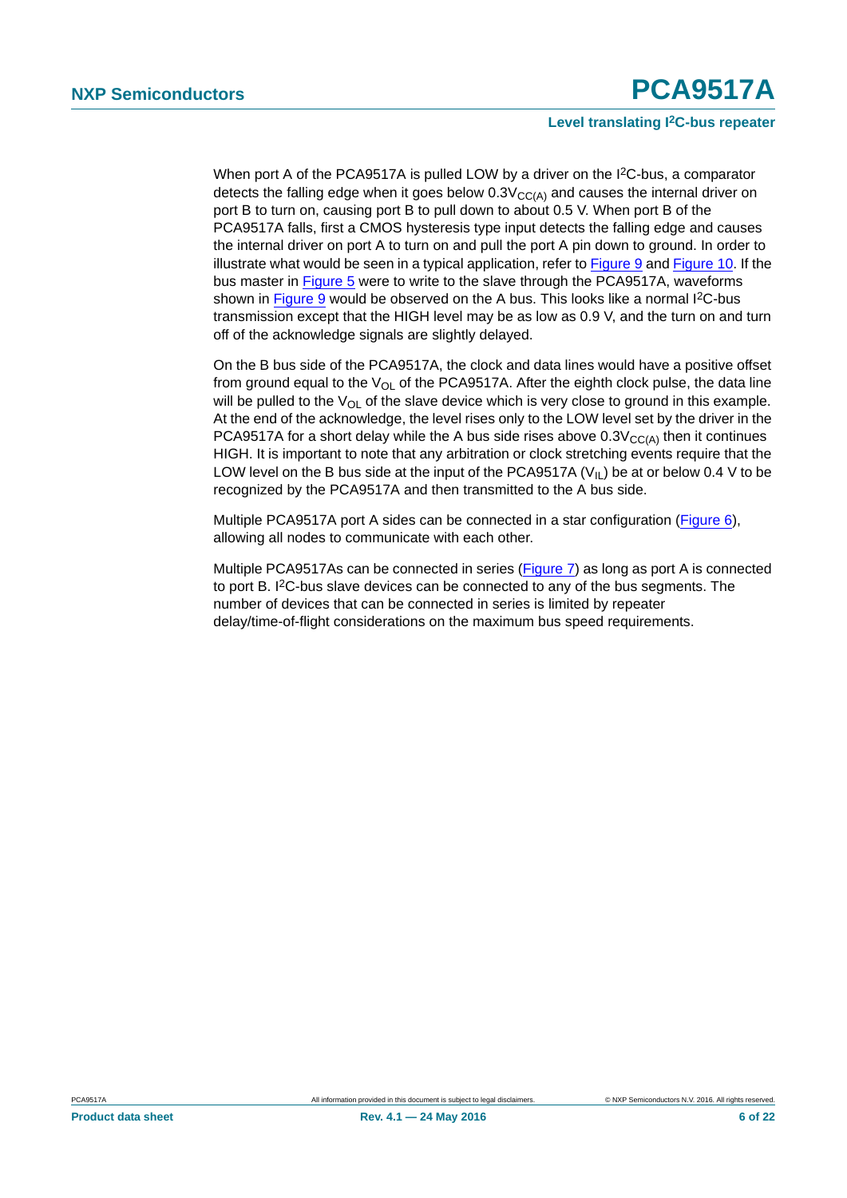When port A of the PCA9517A is pulled LOW by a driver on the I2C-bus, a comparator detects the falling edge when it goes below $0.3V_{CC(A)}$ and causes the internal driver on port B to turn on, causing port B to pull down to about 0.5 V. When port B of the PCA9517A falls, first a CMOS hysteresis type input detects the falling edge and causes the internal driver on port A to turn on and pull the port A pin down to ground. In order to illustrate what would be seen in a typical application, refer to Figure 9 and Figure 10. If the bus master in Figure 5 were to write to the slave through the PCA9517A, waveforms shown in Figure 9 would be observed on the A bus. This looks like a normal I2C-bus transmission except that the HIGH level may be as low as 0.9 V, and the turn on and turn off of the acknowledge signals are slightly delayed.

On the B bus side of the PCA9517A, the clock and data lines would have a positive offset from ground equal to the $V_{OL}$ of the PCA9517A. After the eighth clock pulse, the data line will be pulled to the $V_{OL}$ of the slave device which is very close to ground in this example. At the end of the acknowledge, the level rises only to the LOW level set by the driver in the PCA9517A for a short delay while the A bus side rises above $0.3V_{CC(A)}$ then it continues HIGH. It is important to note that any arbitration or clock stretching events require that the LOW level on the B bus side at the input of the PCA9517A ($V_{IL}$) be at or below 0.4 V to be recognized by the PCA9517A and then transmitted to the A bus side.

Multiple PCA9517A port A sides can be connected in a star configuration (Figure 6), allowing all nodes to communicate with each other.

Multiple PCA9517As can be connected in series (Figure 7) as long as port A is connected to port B. I2C-bus slave devices can be connected to any of the bus segments. The number of devices that can be connected in series is limited by repeater delay/time-of-flight considerations on the maximum bus speed requirements.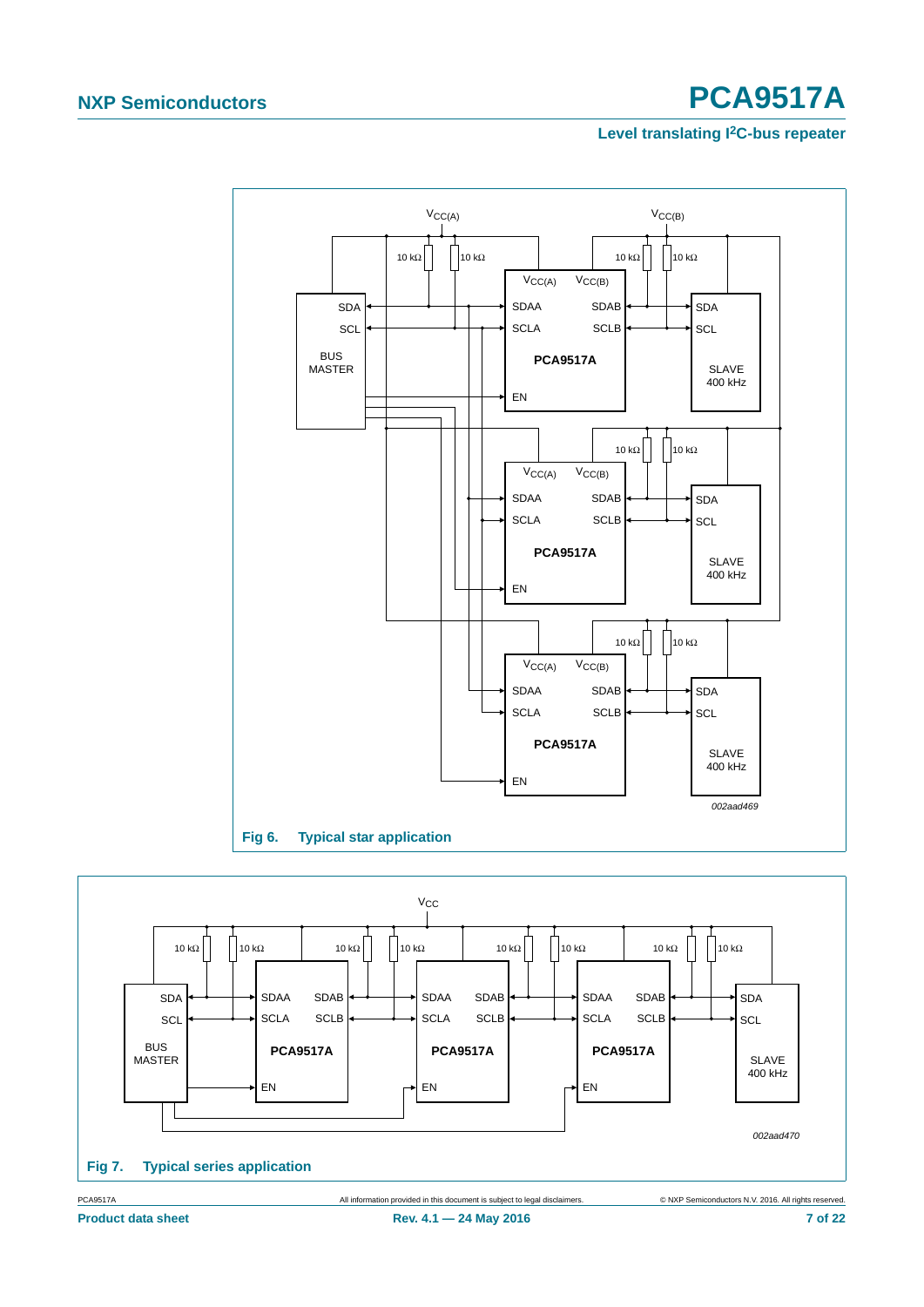Fig 6. Typical star application

Fig 7. Typical series application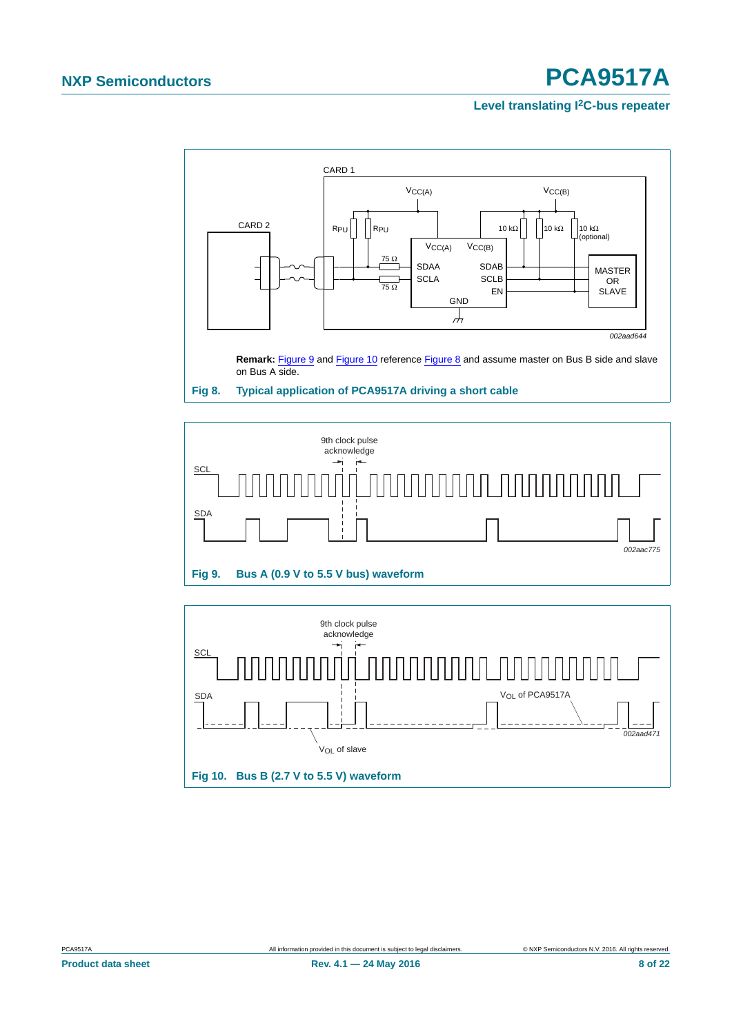**Remark:** Figure 9 and Figure 10 reference Figure 8 and assume master on Bus B side and slave on Bus A side.

**Fig 8. Typical application of PCA9517A driving a short cable**

**Fig 9. Bus A (0.9 V to 5.5 V bus) waveform**

**Fig 10. Bus B (2.7 V to 5.5 V) waveform**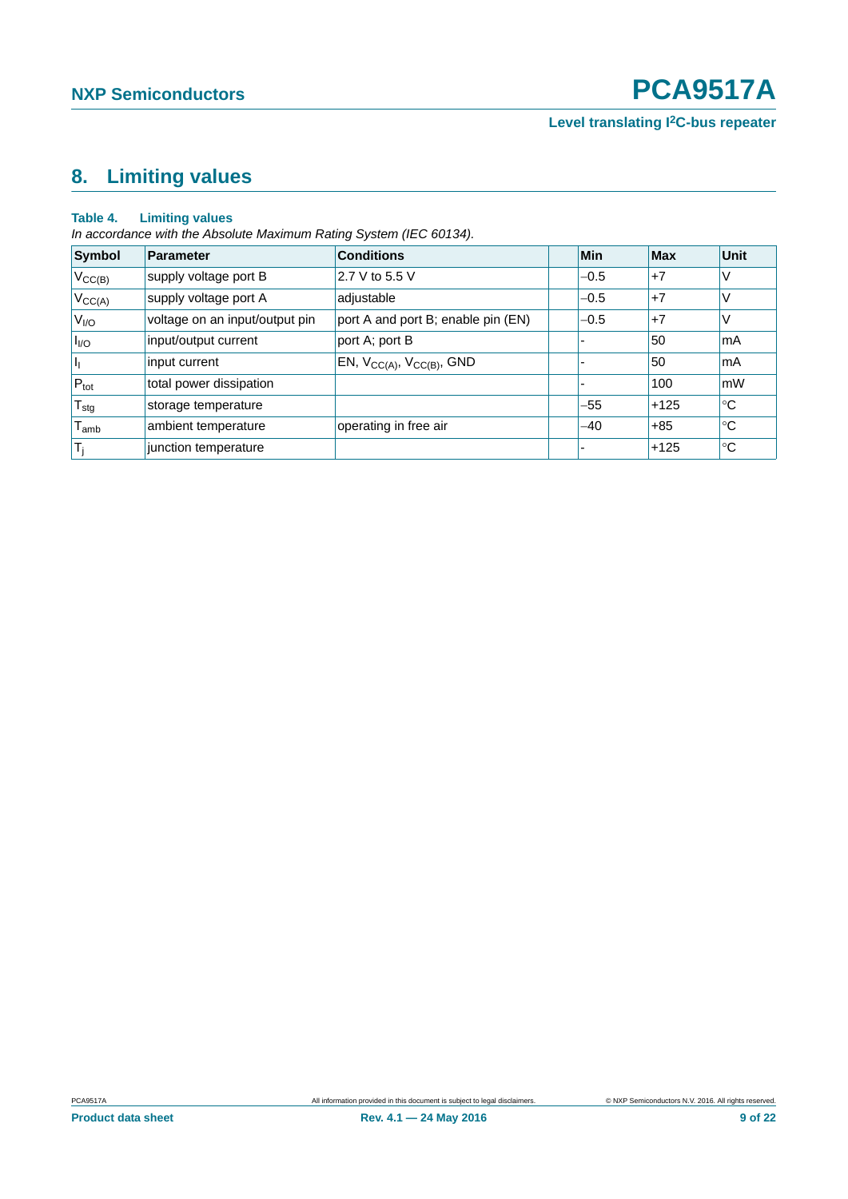## 8. Limiting values

**Table 4. Limiting values**

*In accordance with the Absolute Maximum Rating System (IEC 60134).*

| Symbol | Parameter | Conditions | Min | Max | Unit |
|---|---|---|---|---|---|
| $V_{CC(B)}$ | supply voltage port B | 2.7 V to 5.5 V | −0.5 | +7 | V |
| $V_{CC(A)}$ | supply voltage port A | adjustable | −0.5 | +7 | V |
| $V_{I/O}$ | voltage on an input/output pin | port A and port B; enable pin (EN) | −0.5 | +7 | V |
| $I_{I/O}$ | input/output current | port A; port B | - | 50 | mA |
| $I_I$ | input current | EN, $V_{CC(A)}$, $V_{CC(B)}$, GND | - | 50 | mA |
| $P_{tot}$ | total power dissipation | | - | 100 | mW |
| $T_{stg}$ | storage temperature | | −55 | +125 | °C |
| $T_{amb}$ | ambient temperature | operating in free air | −40 | +85 | °C |
| $T_j$ | junction temperature | | - | +125 | °C |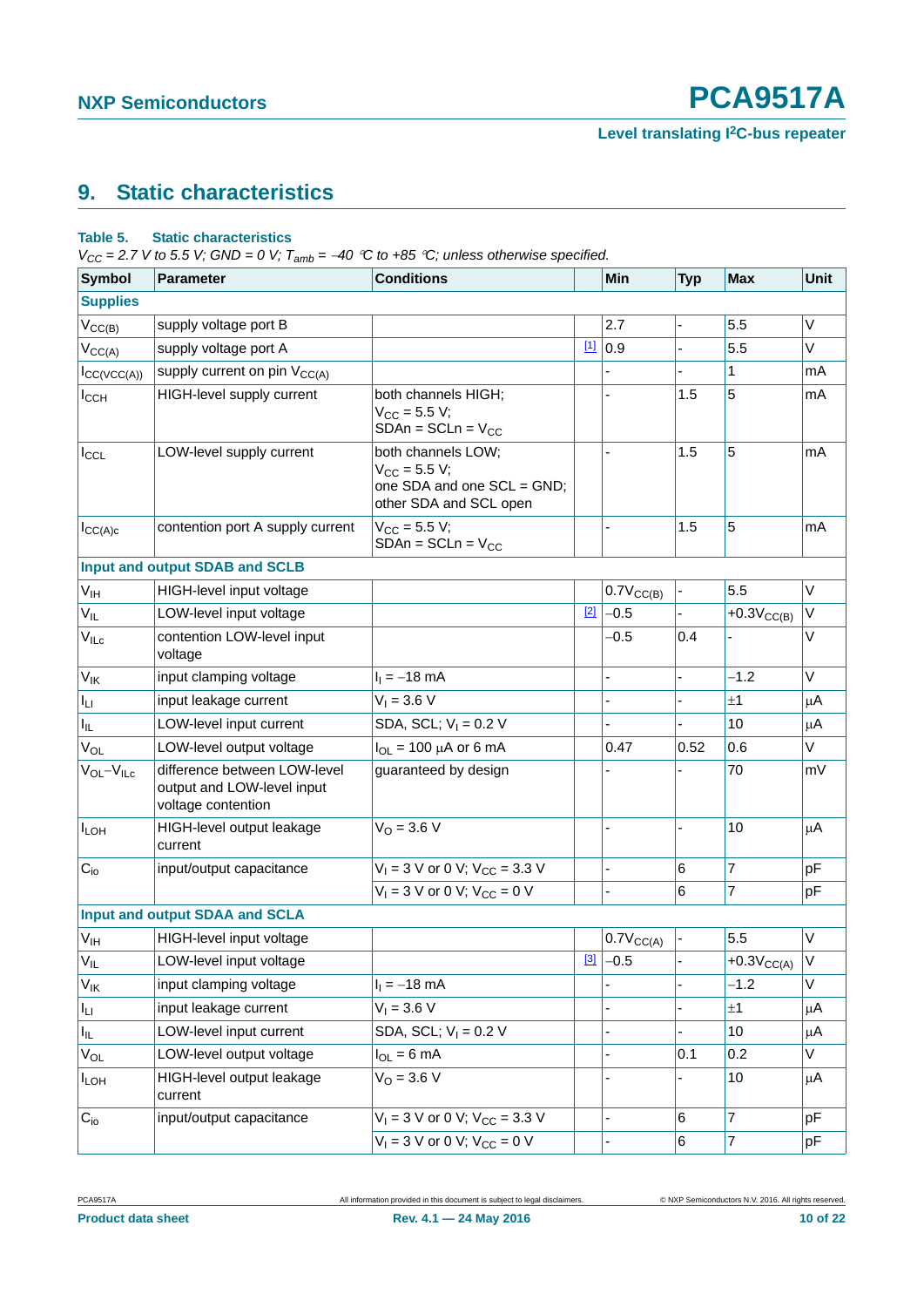## 9. Static characteristics

**Table 5. Static characteristics**

*$V_{CC}$ = 2.7 V to 5.5 V; GND = 0 V; $T_{amb}$ = −40 °C to +85 °C; unless otherwise specified.*

| Symbol | Parameter | Conditions | | Min | Typ | Max | Unit |
|---|---|---|---|---|---|---|---|
| **Supplies** | | | | | | | |
| $V_{CC(B)}$ | supply voltage port B | | | 2.7 | - | 5.5 | V |
| $V_{CC(A)}$ | supply voltage port A | | [1] | 0.9 | - | 5.5 | V |
| $I_{CC(VCC(A))}$ | supply current on pin $V_{CC(A)}$ | | | - | - | 1 | mA |
| $I_{CCH}$ | HIGH-level supply current | both channels HIGH; $V_{CC}$ = 5.5 V; SDAn = SCLn = $V_{CC}$ | | - | 1.5 | 5 | mA |
| $I_{CCL}$ | LOW-level supply current | both channels LOW; $V_{CC}$ = 5.5 V; one SDA and one SCL = GND; other SDA and SCL open | | - | 1.5 | 5 | mA |
| $I_{CC(A)c}$ | contention port A supply current | $V_{CC}$ = 5.5 V; SDAn = SCLn = $V_{CC}$ | | - | 1.5 | 5 | mA |
| **Input and output SDAB and SCLB** | | | | | | | |
| $V_{IH}$ | HIGH-level input voltage | | | $0.7V_{CC(B)}$ | - | 5.5 | V |
| $V_{IL}$ | LOW-level input voltage | | [2] | −0.5 | - | $+0.3V_{CC(B)}$ | V |
| $V_{ILc}$ | contention LOW-level input voltage | | | −0.5 | 0.4 | - | V |
| $V_{IK}$ | input clamping voltage | $I_I$ = −18 mA | | - | - | −1.2 | V |
| $I_{LI}$ | input leakage current | $V_I$ = 3.6 V | | - | - | ±1 | μA |
| $I_{IL}$ | LOW-level input current | SDA, SCL; $V_I$ = 0.2 V | | - | - | 10 | μA |
| $V_{OL}$ | LOW-level output voltage | $I_{OL}$ = 100 μA or 6 mA | | 0.47 | 0.52 | 0.6 | V |
| $V_{OL}-V_{ILc}$ | difference between LOW-level output and LOW-level input voltage contention | guaranteed by design | | - | - | 70 | mV |
| $I_{LOH}$ | HIGH-level output leakage current | $V_O$ = 3.6 V | | - | - | 10 | μA |
| $C_{io}$ | input/output capacitance | $V_I$ = 3 V or 0 V; $V_{CC}$ = 3.3 V | | - | 6 | 7 | pF |
| | | $V_I$ = 3 V or 0 V; $V_{CC}$ = 0 V | | - | 6 | 7 | pF |
| **Input and output SDAA and SCLA** | | | | | | | |
| $V_{IH}$ | HIGH-level input voltage | | | $0.7V_{CC(A)}$ | - | 5.5 | V |
| $V_{IL}$ | LOW-level input voltage | | [3] | −0.5 | - | $+0.3V_{CC(A)}$ | V |
| $V_{IK}$ | input clamping voltage | $I_I$ = −18 mA | | - | - | −1.2 | V |
| $I_{LI}$ | input leakage current | $V_I$ = 3.6 V | | - | - | ±1 | μA |
| $I_{IL}$ | LOW-level input current | SDA, SCL; $V_I$ = 0.2 V | | - | - | 10 | μA |
| $V_{OL}$ | LOW-level output voltage | $I_{OL}$ = 6 mA | | - | 0.1 | 0.2 | V |
| $I_{LOH}$ | HIGH-level output leakage current | $V_O$ = 3.6 V | | - | - | 10 | μA |
| $C_{io}$ | input/output capacitance | $V_I$ = 3 V or 0 V; $V_{CC}$ = 3.3 V | | - | 6 | 7 | pF |
| | | $V_I$ = 3 V or 0 V; $V_{CC}$ = 0 V | | - | 6 | 7 | pF |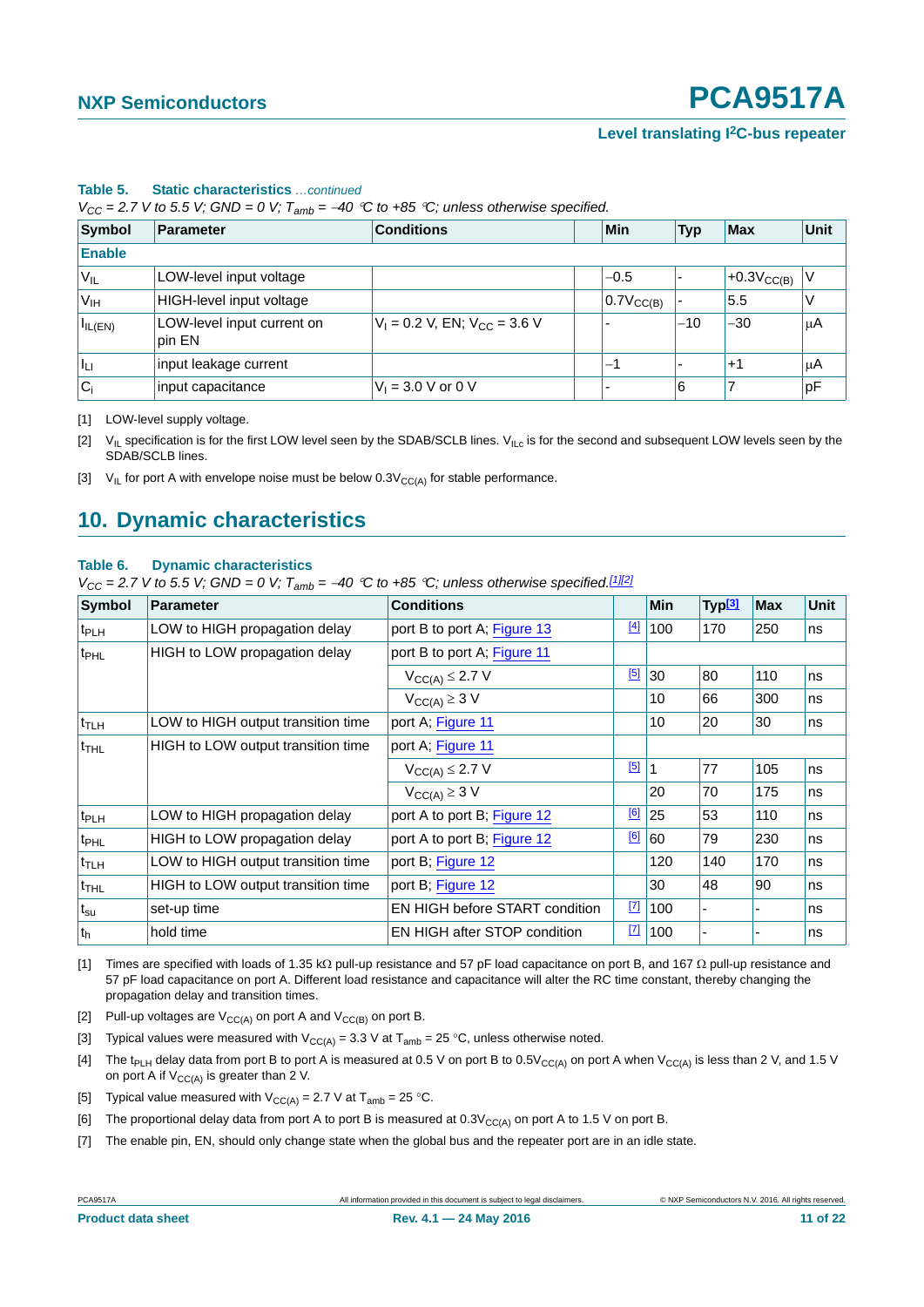**Table 5. Static characteristics** *...continued*

*$V_{CC}$ = 2.7 V to 5.5 V; GND = 0 V; $T_{amb}$ = −40 °C to +85 °C; unless otherwise specified.*

| Symbol | Parameter | Conditions | | Min | Typ | Max | Unit |
|---|---|---|---|---|---|---|---|
| **Enable** | | | | | | | |
| $V_{IL}$ | LOW-level input voltage | | | −0.5 | - | +0.3$V_{CC(B)}$ | V |
| $V_{IH}$ | HIGH-level input voltage | | | 0.7$V_{CC(B)}$ | - | 5.5 | V |
| $I_{IL(EN)}$ | LOW-level input current on pin EN | $V_I$ = 0.2 V, EN; $V_{CC}$ = 3.6 V | | - | −10 | −30 | μA |
| $I_{LI}$ | input leakage current | | | −1 | - | +1 | μA |
| $C_i$ | input capacitance | $V_I$ = 3.0 V or 0 V | | - | 6 | 7 | pF |

[1] LOW-level supply voltage.

[2] $V_{IL}$ specification is for the first LOW level seen by the SDAB/SCLB lines. $V_{ILc}$ is for the second and subsequent LOW levels seen by the SDAB/SCLB lines.

[3] $V_{IL}$ for port A with envelope noise must be below 0.3$V_{CC(A)}$ for stable performance.

## 10. Dynamic characteristics

**Table 6. Dynamic characteristics**

*$V_{CC}$ = 2.7 V to 5.5 V; GND = 0 V; $T_{amb}$ = −40 °C to +85 °C; unless otherwise specified.*[1][2]

| Symbol | Parameter | Conditions | | Min | Typ[3] | Max | Unit |
|---|---|---|---|---|---|---|---|
| $t_{PLH}$ | LOW to HIGH propagation delay | port B to port A; Figure 13 | [4] | 100 | 170 | 250 | ns |
| $t_{PHL}$ | HIGH to LOW propagation delay | port B to port A; Figure 11 | | | | | |
| | | $V_{CC(A)} \leq 2.7$ V | [5] | 30 | 80 | 110 | ns |
| | | $V_{CC(A)} \geq 3$ V | | 10 | 66 | 300 | ns |
| $t_{TLH}$ | LOW to HIGH output transition time | port A; Figure 11 | | 10 | 20 | 30 | ns |
| $t_{THL}$ | HIGH to LOW output transition time | port A; Figure 11 | | | | | |
| | | $V_{CC(A)} \leq 2.7$ V | [5] | 1 | 77 | 105 | ns |
| | | $V_{CC(A)} \geq 3$ V | | 20 | 70 | 175 | ns |
| $t_{PLH}$ | LOW to HIGH propagation delay | port A to port B; Figure 12 | [6] | 25 | 53 | 110 | ns |
| $t_{PHL}$ | HIGH to LOW propagation delay | port A to port B; Figure 12 | [6] | 60 | 79 | 230 | ns |
| $t_{TLH}$ | LOW to HIGH output transition time | port B; Figure 12 | | 120 | 140 | 170 | ns |
| $t_{THL}$ | HIGH to LOW output transition time | port B; Figure 12 | | 30 | 48 | 90 | ns |
| $t_{su}$ | set-up time | EN HIGH before START condition | [7] | 100 | - | - | ns |
| $t_h$ | hold time | EN HIGH after STOP condition | [7] | 100 | - | - | ns |

[1] Times are specified with loads of 1.35 kΩ pull-up resistance and 57 pF load capacitance on port B, and 167 Ω pull-up resistance and 57 pF load capacitance on port A. Different load resistance and capacitance will alter the RC time constant, thereby changing the propagation delay and transition times.

[2] Pull-up voltages are $V_{CC(A)}$ on port A and $V_{CC(B)}$ on port B.

[3] Typical values were measured with $V_{CC(A)}$ = 3.3 V at $T_{amb}$ = 25 °C, unless otherwise noted.

[4] The $t_{PLH}$ delay data from port B to port A is measured at 0.5 V on port B to 0.5$V_{CC(A)}$ on port A when $V_{CC(A)}$ is less than 2 V, and 1.5 V on port A if $V_{CC(A)}$ is greater than 2 V.

[5] Typical value measured with $V_{CC(A)}$ = 2.7 V at $T_{amb}$ = 25 °C.

[6] The proportional delay data from port A to port B is measured at 0.3$V_{CC(A)}$ on port A to 1.5 V on port B.

[7] The enable pin, EN, should only change state when the global bus and the repeater port are in an idle state.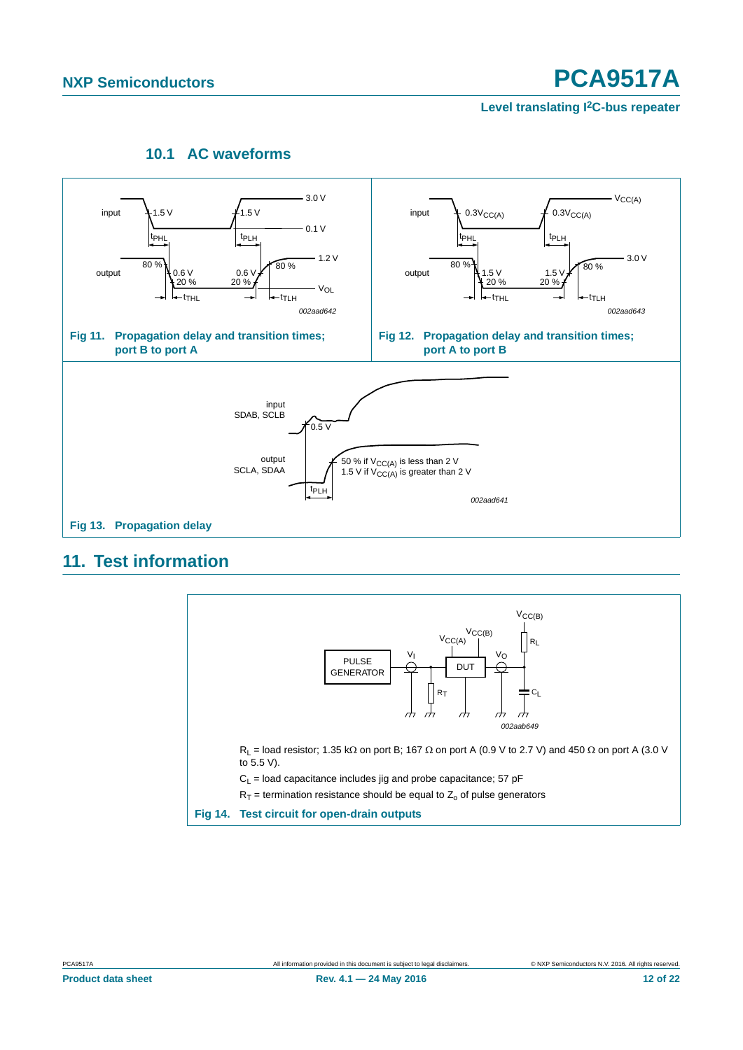### 10.1 AC waveforms

Fig 11. Propagation delay and transition times; port B to port A

Fig 12. Propagation delay and transition times; port A to port B

Fig 13. Propagation delay

## 11. Test information

$R_L$ = load resistor; 1.35 kΩ on port B; 167 Ω on port A (0.9 V to 2.7 V) and 450 Ω on port A (3.0 V to 5.5 V).

$C_L$ = load capacitance includes jig and probe capacitance; 57 pF

$R_T$ = termination resistance should be equal to $Z_o$ of pulse generators

Fig 14. Test circuit for open-drain outputs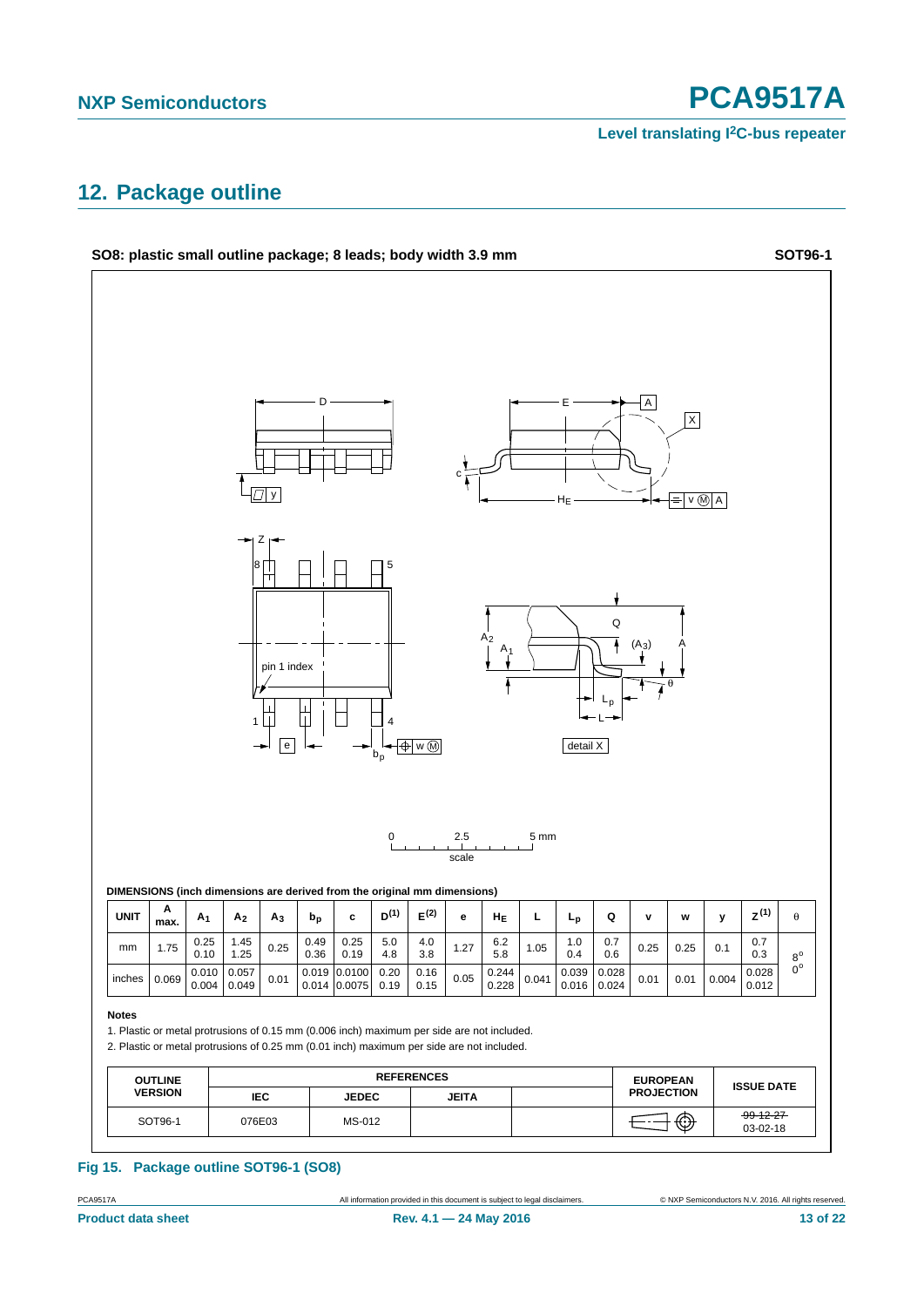## 12. Package outline

**SO8: plastic small outline package; 8 leads; body width 3.9 mm** **SOT96-1**

**DIMENSIONS (inch dimensions are derived from the original mm dimensions)**

| UNIT | A max. | $A_1$ | $A_2$ | $A_3$ | $b_p$ | c | $D^{(1)}$ | $E^{(2)}$ | e | $H_E$ | L | $L_p$ | Q | v | w | y | $Z^{(1)}$ | θ |
|---|---|---|---|---|---|---|---|---|---|---|---|---|---|---|---|---|---|---|
| mm | 1.75 | 0.25 0.10 | 1.45 1.25 | 0.25 | 0.49 0.36 | 0.25 0.19 | 5.0 4.8 | 4.0 3.8 | 1.27 | 6.2 5.8 | 1.05 | 1.0 0.4 | 0.7 0.6 | 0.25 | 0.25 | 0.1 | 0.7 0.3 | 8° 0° |
| inches | 0.069 | 0.010 0.004 | 0.057 0.049 | 0.01 | 0.019 0.014 | 0.0100 0.0075 | 0.20 0.19 | 0.16 0.15 | 0.05 | 0.244 0.228 | 0.041 | 0.039 0.016 | 0.028 0.024 | 0.01 | 0.01 | 0.004 | 0.028 0.012 | |

**Notes**

1. Plastic or metal protrusions of 0.15 mm (0.006 inch) maximum per side are not included.
2. Plastic or metal protrusions of 0.25 mm (0.01 inch) maximum per side are not included.

| OUTLINE VERSION | REFERENCES | | | | EUROPEAN PROJECTION | ISSUE DATE |
|---|---|---|---|---|---|---|
| | IEC | JEDEC | JEITA | | | |
| SOT96-1 | 076E03 | MS-012 | | | | ~~99-12-27~~ 03-02-18 |

**Fig 15. Package outline SOT96-1 (SO8)**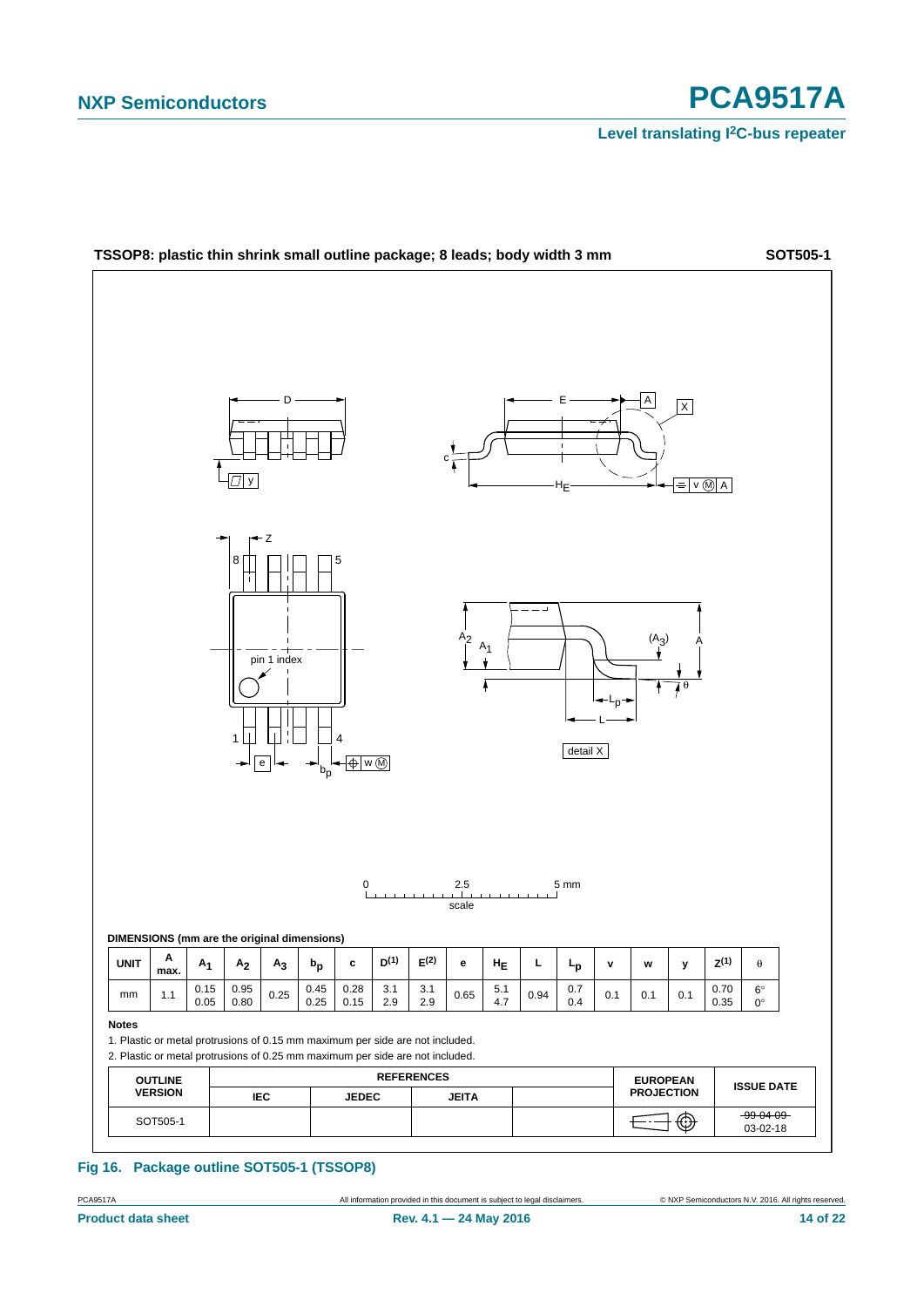**TSSOP8: plastic thin shrink small outline package; 8 leads; body width 3 mm** **SOT505-1**

**DIMENSIONS (mm are the original dimensions)**

| UNIT | A max. | $A_1$ | $A_2$ | $A_3$ | $b_p$ | c | $D^{(1)}$ | $E^{(2)}$ | e | $H_E$ | L | $L_p$ | v | w | y | $Z^{(1)}$ | θ |
|---|---|---|---|---|---|---|---|---|---|---|---|---|---|---|---|---|---|
| mm | 1.1 | 0.15<br>0.05 | 0.95<br>0.80 | 0.25 | 0.45<br>0.25 | 0.28<br>0.15 | 3.1<br>2.9 | 3.1<br>2.9 | 0.65 | 5.1<br>4.7 | 0.94 | 0.7<br>0.4 | 0.1 | 0.1 | 0.1 | 0.70<br>0.35 | 6°<br>0° |

**Notes**

1. Plastic or metal protrusions of 0.15 mm maximum per side are not included.
2. Plastic or metal protrusions of 0.25 mm maximum per side are not included.

| OUTLINE VERSION | REFERENCES | | | | EUROPEAN PROJECTION | ISSUE DATE |
|---|---|---|---|---|---|---|
| | IEC | JEDEC | JEITA | | | |
| SOT505-1 | | | | | | ~~99-04-09~~<br>03-02-18 |

**Fig 16. Package outline SOT505-1 (TSSOP8)**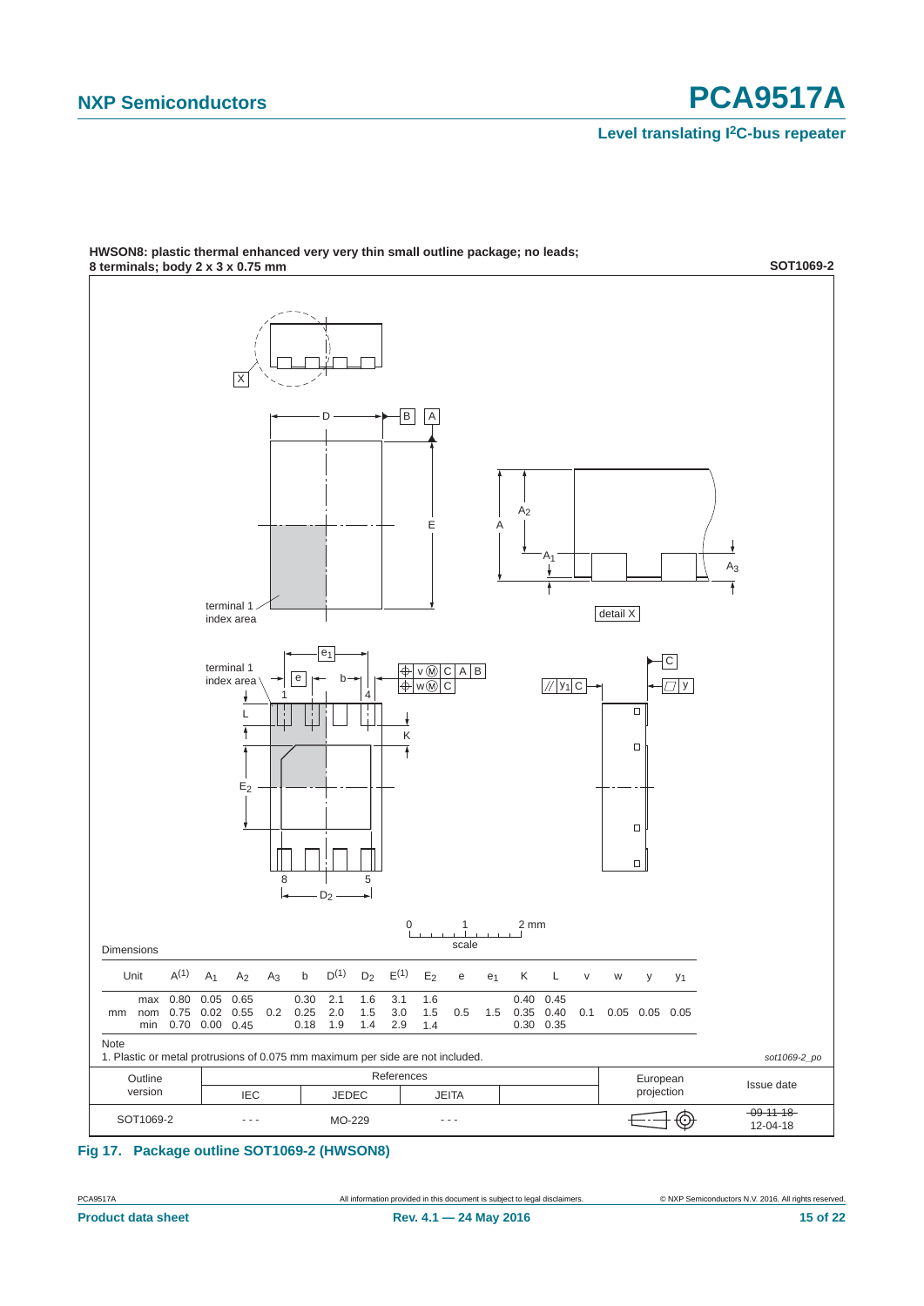HWSON8: plastic thermal enhanced very very thin small outline package; no leads; 8 terminals; body 2 x 3 x 0.75 mm

SOT1069-2

Dimensions

| Unit | | $A^{(1)}$ | $A_1$ | $A_2$ | $A_3$ | b | $D^{(1)}$ | $D_2$ | $E^{(1)}$ | $E_2$ | e | $e_1$ | K | L | v | w | y | $y_1$ |
|---|---|---|---|---|---|---|---|---|---|---|---|---|---|---|---|---|---|---|
| mm | max | 0.80 | 0.05 | 0.65 | | 0.30 | 2.1 | 1.6 | 3.1 | 1.6 | | | 0.40 | 0.45 | | | | |
| | nom | 0.75 | 0.02 | 0.55 | 0.2 | 0.25 | 2.0 | 1.5 | 3.0 | 1.5 | 0.5 | 1.5 | 0.35 | 0.40 | 0.1 | 0.05 | 0.05 | 0.05 |
| | min | 0.70 | 0.00 | 0.45 | | 0.18 | 1.9 | 1.4 | 2.9 | 1.4 | | | 0.30 | 0.35 | | | | |

Note

1. Plastic or metal protrusions of 0.075 mm maximum per side are not included.

sot1069-2_po

| Outline version | References | | | | European projection | Issue date |
|---|---|---|---|---|---|---|
| | IEC | JEDEC | JEITA | | | |
| SOT1069-2 | - - - | MO-229 | - - - | | | ~~09-11-18~~ 12-04-18 |

**Fig 17. Package outline SOT1069-2 (HWSON8)**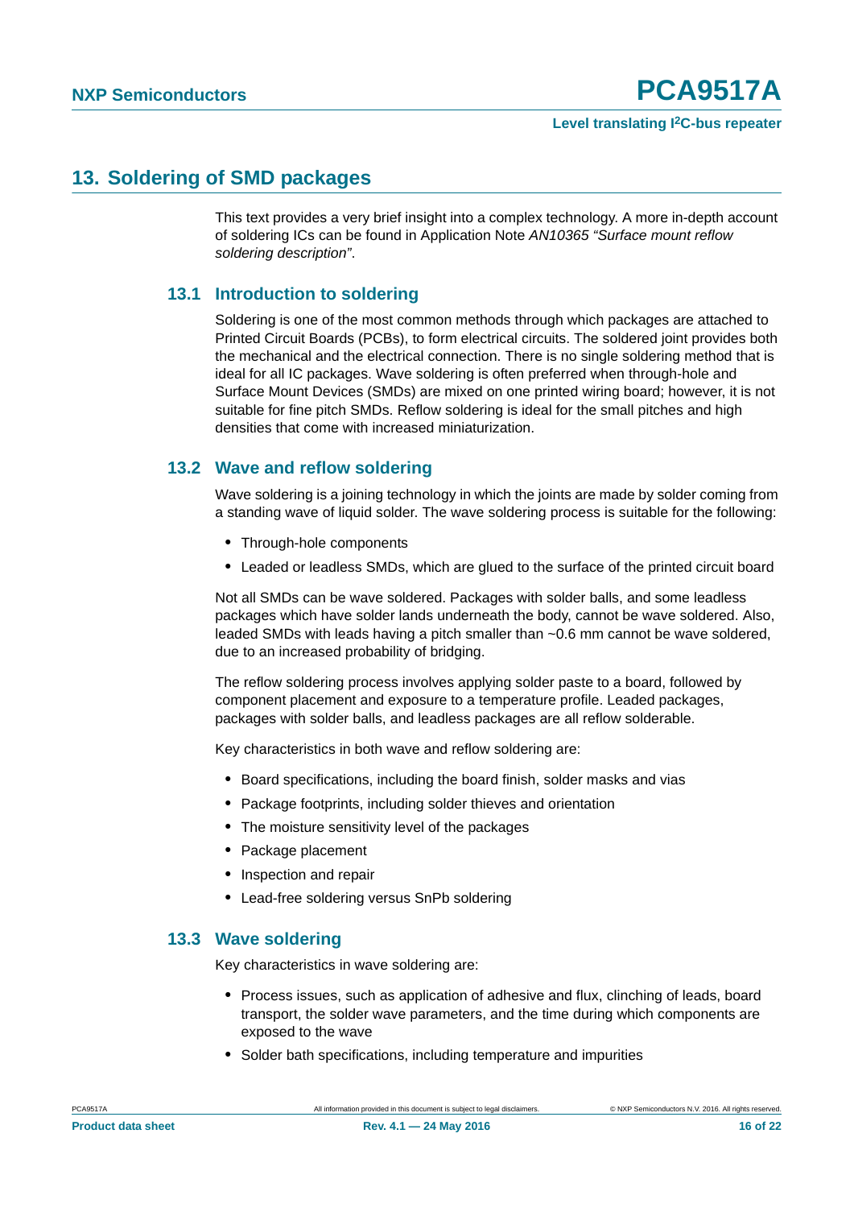## 13. Soldering of SMD packages

This text provides a very brief insight into a complex technology. A more in-depth account of soldering ICs can be found in Application Note *AN10365 “Surface mount reflow soldering description”*.

### 13.1 Introduction to soldering

Soldering is one of the most common methods through which packages are attached to Printed Circuit Boards (PCBs), to form electrical circuits. The soldered joint provides both the mechanical and the electrical connection. There is no single soldering method that is ideal for all IC packages. Wave soldering is often preferred when through-hole and Surface Mount Devices (SMDs) are mixed on one printed wiring board; however, it is not suitable for fine pitch SMDs. Reflow soldering is ideal for the small pitches and high densities that come with increased miniaturization.

### 13.2 Wave and reflow soldering

Wave soldering is a joining technology in which the joints are made by solder coming from a standing wave of liquid solder. The wave soldering process is suitable for the following:

- Through-hole components
- Leaded or leadless SMDs, which are glued to the surface of the printed circuit board

Not all SMDs can be wave soldered. Packages with solder balls, and some leadless packages which have solder lands underneath the body, cannot be wave soldered. Also, leaded SMDs with leads having a pitch smaller than ~0.6 mm cannot be wave soldered, due to an increased probability of bridging.

The reflow soldering process involves applying solder paste to a board, followed by component placement and exposure to a temperature profile. Leaded packages, packages with solder balls, and leadless packages are all reflow solderable.

Key characteristics in both wave and reflow soldering are:

- Board specifications, including the board finish, solder masks and vias
- Package footprints, including solder thieves and orientation
- The moisture sensitivity level of the packages
- Package placement
- Inspection and repair
- Lead-free soldering versus SnPb soldering

### 13.3 Wave soldering

Key characteristics in wave soldering are:

- Process issues, such as application of adhesive and flux, clinching of leads, board transport, the solder wave parameters, and the time during which components are exposed to the wave
- Solder bath specifications, including temperature and impurities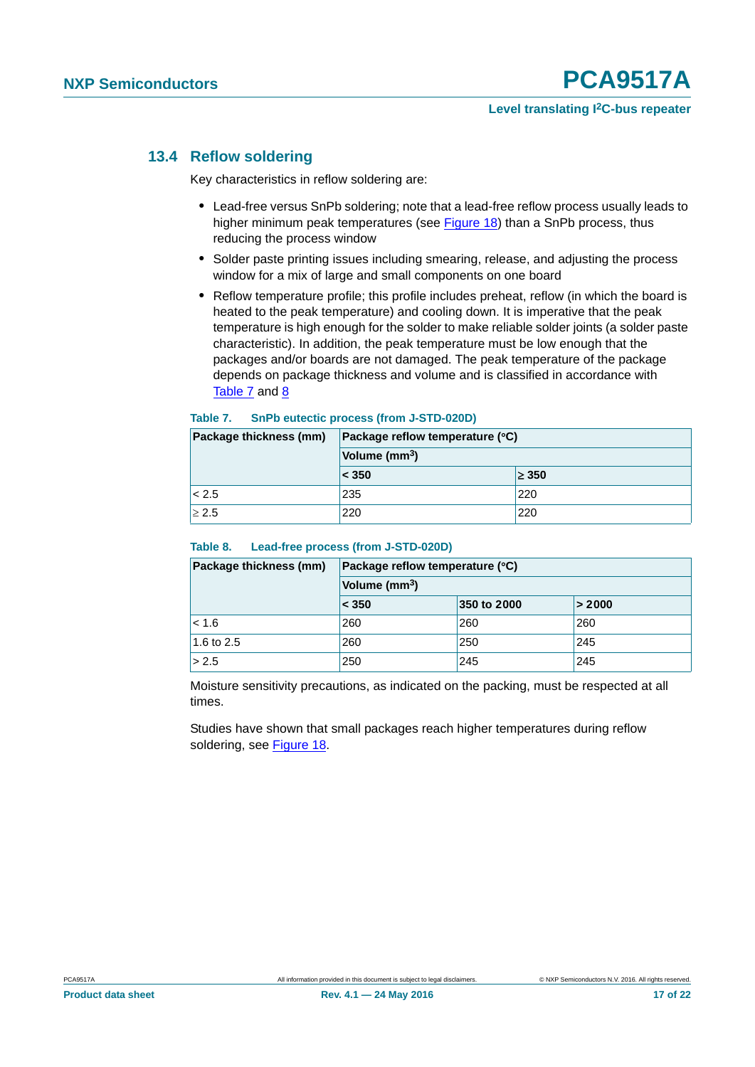### 13.4 Reflow soldering

Key characteristics in reflow soldering are:

- Lead-free versus SnPb soldering; note that a lead-free reflow process usually leads to higher minimum peak temperatures (see Figure 18) than a SnPb process, thus reducing the process window
- Solder paste printing issues including smearing, release, and adjusting the process window for a mix of large and small components on one board
- Reflow temperature profile; this profile includes preheat, reflow (in which the board is heated to the peak temperature) and cooling down. It is imperative that the peak temperature is high enough for the solder to make reliable solder joints (a solder paste characteristic). In addition, the peak temperature must be low enough that the packages and/or boards are not damaged. The peak temperature of the package depends on package thickness and volume and is classified in accordance with Table 7 and 8

**Table 7. SnPb eutectic process (from J-STD-020D)**

| Package thickness (mm) | Package reflow temperature (°C) | |
|---|---|---|
| | Volume ($mm^3$) | |
| | < 350 | ≥ 350 |
| < 2.5 | 235 | 220 |
| ≥ 2.5 | 220 | 220 |

**Table 8. Lead-free process (from J-STD-020D)**

| Package thickness (mm) | Package reflow temperature (°C) | | |
|---|---|---|---|
| | Volume ($mm^3$) | | |
| | < 350 | 350 to 2000 | > 2000 |
| < 1.6 | 260 | 260 | 260 |
| 1.6 to 2.5 | 260 | 250 | 245 |
| > 2.5 | 250 | 245 | 245 |

Moisture sensitivity precautions, as indicated on the packing, must be respected at all times.

Studies have shown that small packages reach higher temperatures during reflow soldering, see Figure 18.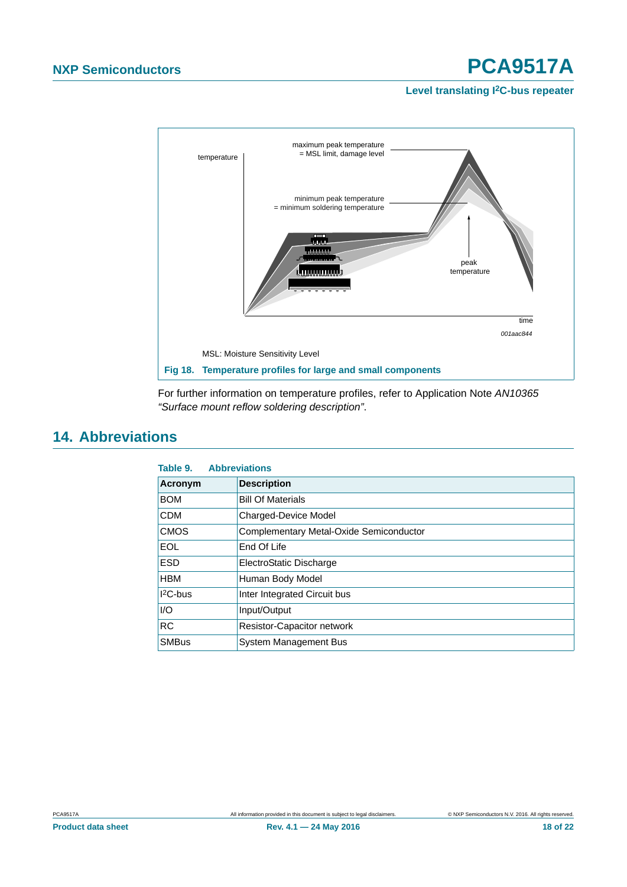temperature

maximum peak temperature
= MSL limit, damage level

minimum peak temperature
= minimum soldering temperature

peak
temperature

time

001aac844

MSL: Moisture Sensitivity Level

**Fig 18. Temperature profiles for large and small components**

For further information on temperature profiles, refer to Application Note *AN10365 “Surface mount reflow soldering description”*.

## 14. Abbreviations

**Table 9. Abbreviations**

| Acronym | Description |
|---|---|
| BOM | Bill Of Materials |
| CDM | Charged-Device Model |
| CMOS | Complementary Metal-Oxide Semiconductor |
| EOL | End Of Life |
| ESD | ElectroStatic Discharge |
| HBM | Human Body Model |
| $I^2C$-bus | Inter Integrated Circuit bus |
| I/O | Input/Output |
| RC | Resistor-Capacitor network |
| SMBus | System Management Bus |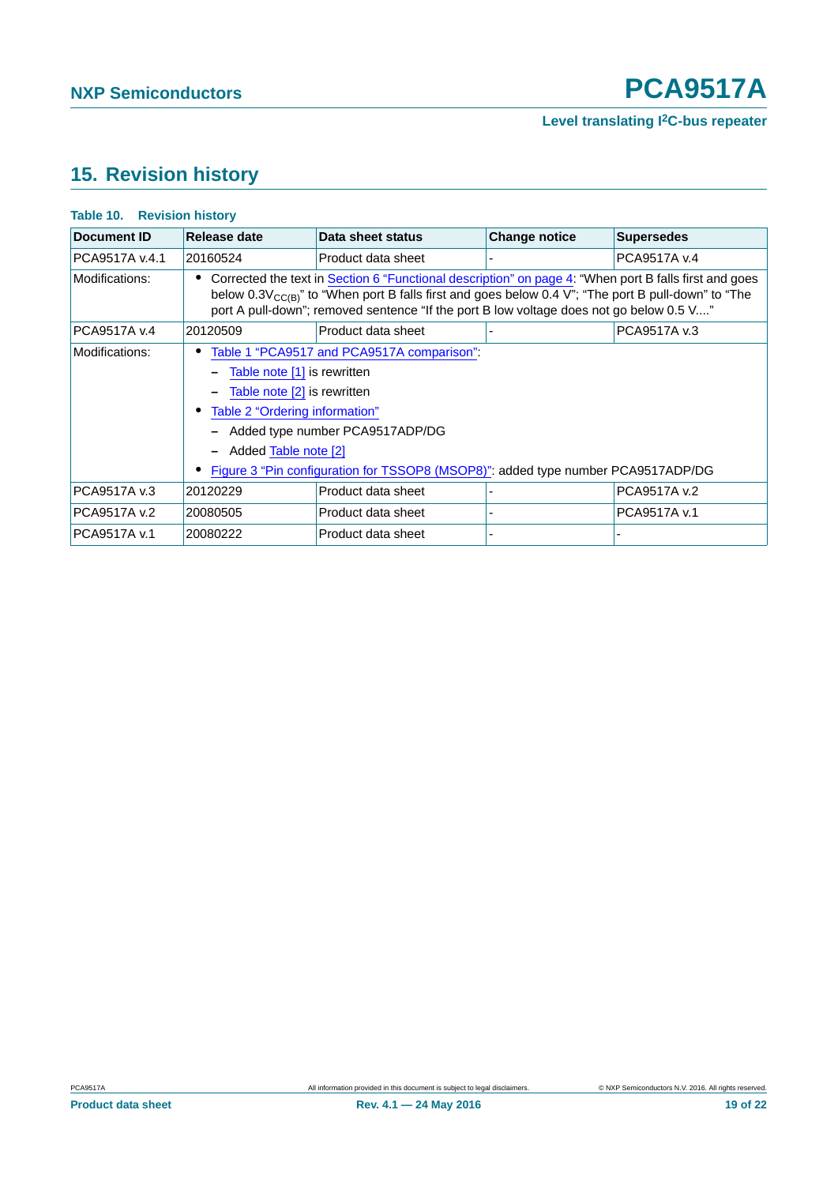## 15. Revision history

**Table 10. Revision history**

| Document ID | Release date | Data sheet status | Change notice | Supersedes |
|---|---|---|---|---|
| PCA9517A v.4.1 | 20160524 | Product data sheet | - | PCA9517A v.4 |
| Modifications: | • Corrected the text in Section 6 “Functional description” on page 4: “When port B falls first and goes below $0.3V_{CC(B)}$” to “When port B falls first and goes below 0.4 V”; “The port B pull-down” to “The port A pull-down”; removed sentence “If the port B low voltage does not go below 0.5 V....” | | | |
| PCA9517A v.4 | 20120509 | Product data sheet | - | PCA9517A v.3 |
| Modifications: | • Table 1 “PCA9517 and PCA9517A comparison”: – Table note [1] is rewritten – Table note [2] is rewritten • Table 2 “Ordering information” – Added type number PCA9517ADP/DG – Added Table note [2] • Figure 3 “Pin configuration for TSSOP8 (MSOP8)”: added type number PCA9517ADP/DG | | | |
| PCA9517A v.3 | 20120229 | Product data sheet | - | PCA9517A v.2 |
| PCA9517A v.2 | 20080505 | Product data sheet | - | PCA9517A v.1 |
| PCA9517A v.1 | 20080222 | Product data sheet | - | - |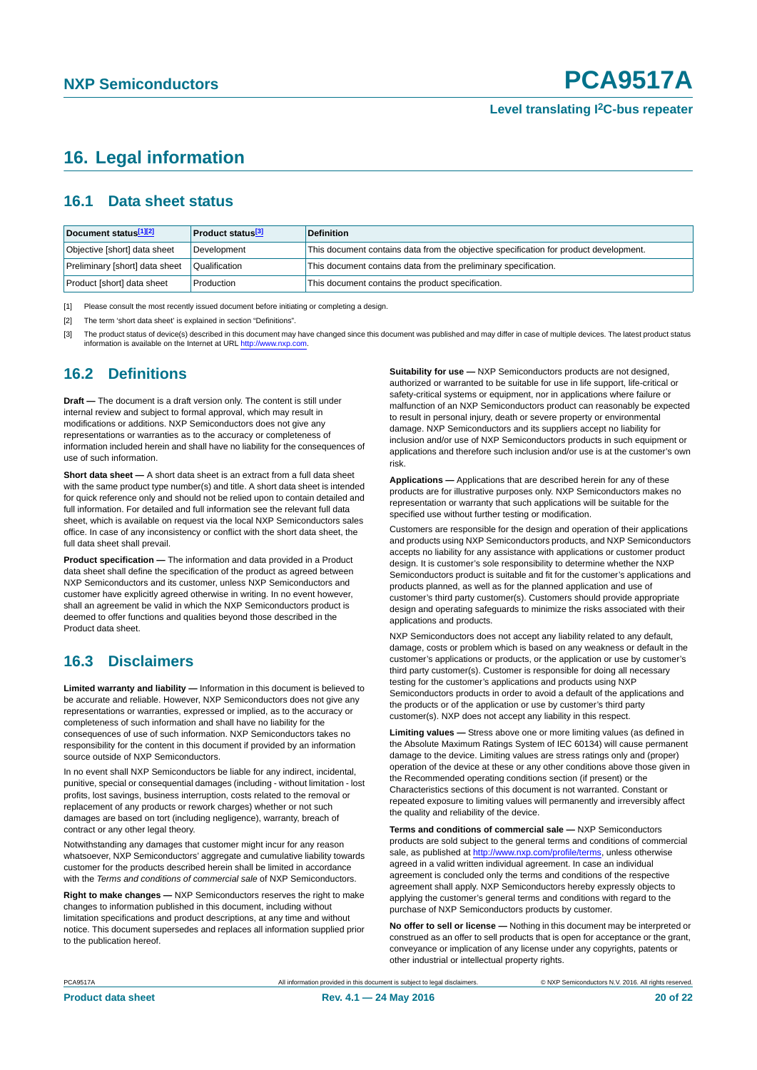# 16. Legal information

## 16.1 Data sheet status

| Document status[1][2] | Product status[3] | Definition |
|---|---|---|
| Objective [short] data sheet | Development | This document contains data from the objective specification for product development. |
| Preliminary [short] data sheet | Qualification | This document contains data from the preliminary specification. |
| Product [short] data sheet | Production | This document contains the product specification. |

[1] Please consult the most recently issued document before initiating or completing a design.

[2] The term 'short data sheet' is explained in section "Definitions".

[3] The product status of device(s) described in this document may have changed since this document was published and may differ in case of multiple devices. The latest product status information is available on the Internet at URL http://www.nxp.com.

## 16.2 Definitions

**Draft —** The document is a draft version only. The content is still under internal review and subject to formal approval, which may result in modifications or additions. NXP Semiconductors does not give any representations or warranties as to the accuracy or completeness of information included herein and shall have no liability for the consequences of use of such information.

**Short data sheet —** A short data sheet is an extract from a full data sheet with the same product type number(s) and title. A short data sheet is intended for quick reference only and should not be relied upon to contain detailed and full information. For detailed and full information see the relevant full data sheet, which is available on request via the local NXP Semiconductors sales office. In case of any inconsistency or conflict with the short data sheet, the full data sheet shall prevail.

**Product specification —** The information and data provided in a Product data sheet shall define the specification of the product as agreed between NXP Semiconductors and its customer, unless NXP Semiconductors and customer have explicitly agreed otherwise in writing. In no event however, shall an agreement be valid in which the NXP Semiconductors product is deemed to offer functions and qualities beyond those described in the Product data sheet.

## 16.3 Disclaimers

**Limited warranty and liability —** Information in this document is believed to be accurate and reliable. However, NXP Semiconductors does not give any representations or warranties, expressed or implied, as to the accuracy or completeness of such information and shall have no liability for the consequences of use of such information. NXP Semiconductors takes no responsibility for the content in this document if provided by an information source outside of NXP Semiconductors.

In no event shall NXP Semiconductors be liable for any indirect, incidental, punitive, special or consequential damages (including - without limitation - lost profits, lost savings, business interruption, costs related to the removal or replacement of any products or rework charges) whether or not such damages are based on tort (including negligence), warranty, breach of contract or any other legal theory.

Notwithstanding any damages that customer might incur for any reason whatsoever, NXP Semiconductors' aggregate and cumulative liability towards customer for the products described herein shall be limited in accordance with the *Terms and conditions of commercial sale* of NXP Semiconductors.

**Right to make changes —** NXP Semiconductors reserves the right to make changes to information published in this document, including without limitation specifications and product descriptions, at any time and without notice. This document supersedes and replaces all information supplied prior to the publication hereof.

**Suitability for use —** NXP Semiconductors products are not designed, authorized or warranted to be suitable for use in life support, life-critical or safety-critical systems or equipment, nor in applications where failure or malfunction of an NXP Semiconductors product can reasonably be expected to result in personal injury, death or severe property or environmental damage. NXP Semiconductors and its suppliers accept no liability for inclusion and/or use of NXP Semiconductors products in such equipment or applications and therefore such inclusion and/or use is at the customer's own risk.

**Applications —** Applications that are described herein for any of these products are for illustrative purposes only. NXP Semiconductors makes no representation or warranty that such applications will be suitable for the specified use without further testing or modification.

Customers are responsible for the design and operation of their applications and products using NXP Semiconductors products, and NXP Semiconductors accepts no liability for any assistance with applications or customer product design. It is customer's sole responsibility to determine whether the NXP Semiconductors product is suitable and fit for the customer's applications and products planned, as well as for the planned application and use of customer's third party customer(s). Customers should provide appropriate design and operating safeguards to minimize the risks associated with their applications and products.

NXP Semiconductors does not accept any liability related to any default, damage, costs or problem which is based on any weakness or default in the customer's applications or products, or the application or use by customer's third party customer(s). Customer is responsible for doing all necessary testing for the customer's applications and products using NXP Semiconductors products in order to avoid a default of the applications and the products or of the application or use by customer's third party customer(s). NXP does not accept any liability in this respect.

**Limiting values —** Stress above one or more limiting values (as defined in the Absolute Maximum Ratings System of IEC 60134) will cause permanent damage to the device. Limiting values are stress ratings only and (proper) operation of the device at these or any other conditions above those given in the Recommended operating conditions section (if present) or the Characteristics sections of this document is not warranted. Constant or repeated exposure to limiting values will permanently and irreversibly affect the quality and reliability of the device.

**Terms and conditions of commercial sale —** NXP Semiconductors products are sold subject to the general terms and conditions of commercial sale, as published at http://www.nxp.com/profile/terms, unless otherwise agreed in a valid written individual agreement. In case an individual agreement is concluded only the terms and conditions of the respective agreement shall apply. NXP Semiconductors hereby expressly objects to applying the customer's general terms and conditions with regard to the purchase of NXP Semiconductors products by customer.

**No offer to sell or license —** Nothing in this document may be interpreted or construed as an offer to sell products that is open for acceptance or the grant, conveyance or implication of any license under any copyrights, patents or other industrial or intellectual property rights.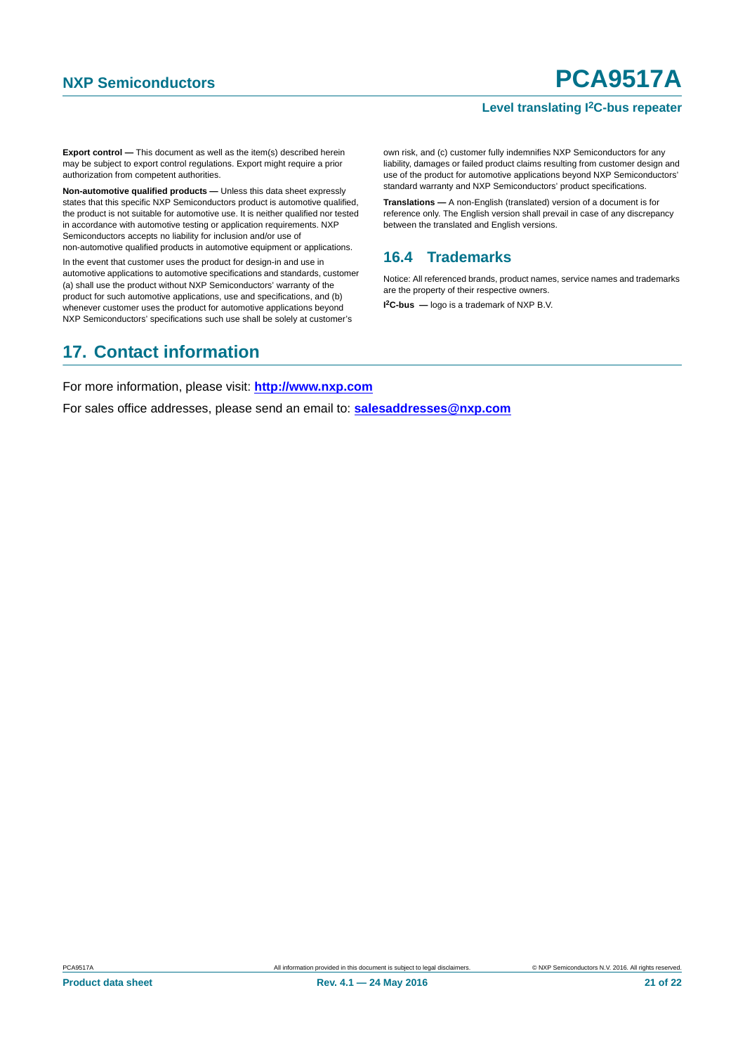**Export control —** This document as well as the item(s) described herein may be subject to export control regulations. Export might require a prior authorization from competent authorities.

**Non-automotive qualified products —** Unless this data sheet expressly states that this specific NXP Semiconductors product is automotive qualified, the product is not suitable for automotive use. It is neither qualified nor tested in accordance with automotive testing or application requirements. NXP Semiconductors accepts no liability for inclusion and/or use of non-automotive qualified products in automotive equipment or applications.

In the event that customer uses the product for design-in and use in automotive applications to automotive specifications and standards, customer (a) shall use the product without NXP Semiconductors' warranty of the product for such automotive applications, use and specifications, and (b) whenever customer uses the product for automotive applications beyond NXP Semiconductors' specifications such use shall be solely at customer's own risk, and (c) customer fully indemnifies NXP Semiconductors for any liability, damages or failed product claims resulting from customer design and use of the product for automotive applications beyond NXP Semiconductors' standard warranty and NXP Semiconductors' product specifications.

**Translations —** A non-English (translated) version of a document is for reference only. The English version shall prevail in case of any discrepancy between the translated and English versions.

### 16.4 Trademarks

Notice: All referenced brands, product names, service names and trademarks are the property of their respective owners.

**I²C-bus —** logo is a trademark of NXP B.V.

## 17. Contact information

For more information, please visit: **http://www.nxp.com**

For sales office addresses, please send an email to: **salesaddresses@nxp.com**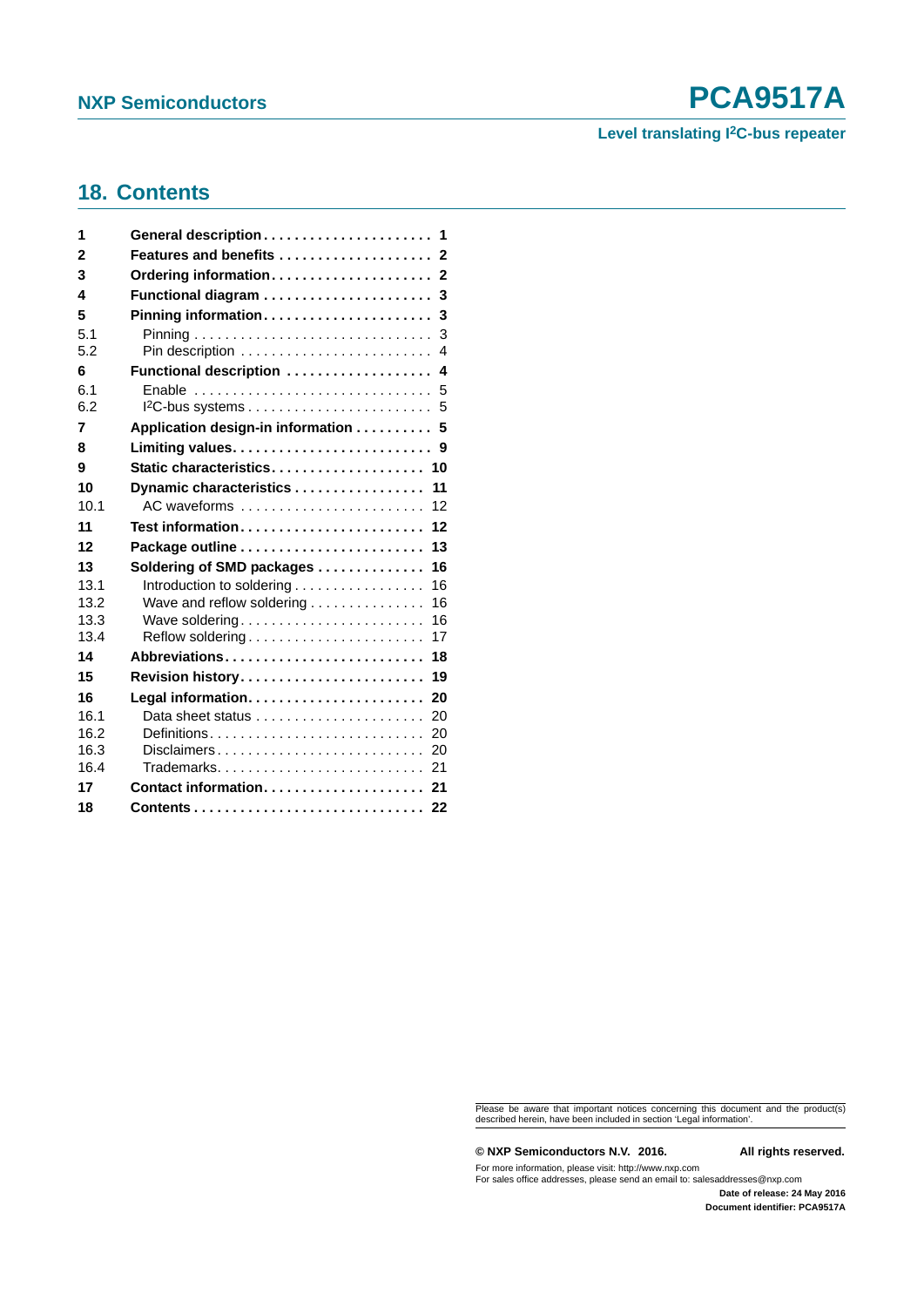## 18. Contents

| | | |
|---|---|---|
| **1** | **General description** | **1** |
| **2** | **Features and benefits** | **2** |
| **3** | **Ordering information** | **2** |
| **4** | **Functional diagram** | **3** |
| **5** | **Pinning information** | **3** |
| 5.1 | Pinning | 3 |
| 5.2 | Pin description | 4 |
| **6** | **Functional description** | **4** |
| 6.1 | Enable | 5 |
| 6.2 | I²C-bus systems | 5 |
| **7** | **Application design-in information** | **5** |
| **8** | **Limiting values** | **9** |
| **9** | **Static characteristics** | **10** |
| **10** | **Dynamic characteristics** | **11** |
| 10.1 | AC waveforms | 12 |
| **11** | **Test information** | **12** |
| **12** | **Package outline** | **13** |
| **13** | **Soldering of SMD packages** | **16** |
| 13.1 | Introduction to soldering | 16 |
| 13.2 | Wave and reflow soldering | 16 |
| 13.3 | Wave soldering | 16 |
| 13.4 | Reflow soldering | 17 |
| **14** | **Abbreviations** | **18** |
| **15** | **Revision history** | **19** |
| **16** | **Legal information** | **20** |
| 16.1 | Data sheet status | 20 |
| 16.2 | Definitions | 20 |
| 16.3 | Disclaimers | 20 |
| 16.4 | Trademarks | 21 |
| **17** | **Contact information** | **21** |
| **18** | **Contents** | **22** |

Please be aware that important notices concerning this document and the product(s) described herein, have been included in section 'Legal information'.

**© NXP Semiconductors N.V. 2016. All rights reserved.**

For more information, please visit: http://www.nxp.com
For sales office addresses, please send an email to: salesaddresses@nxp.com

**Date of release: 24 May 2016**
**Document identifier: PCA9517A**